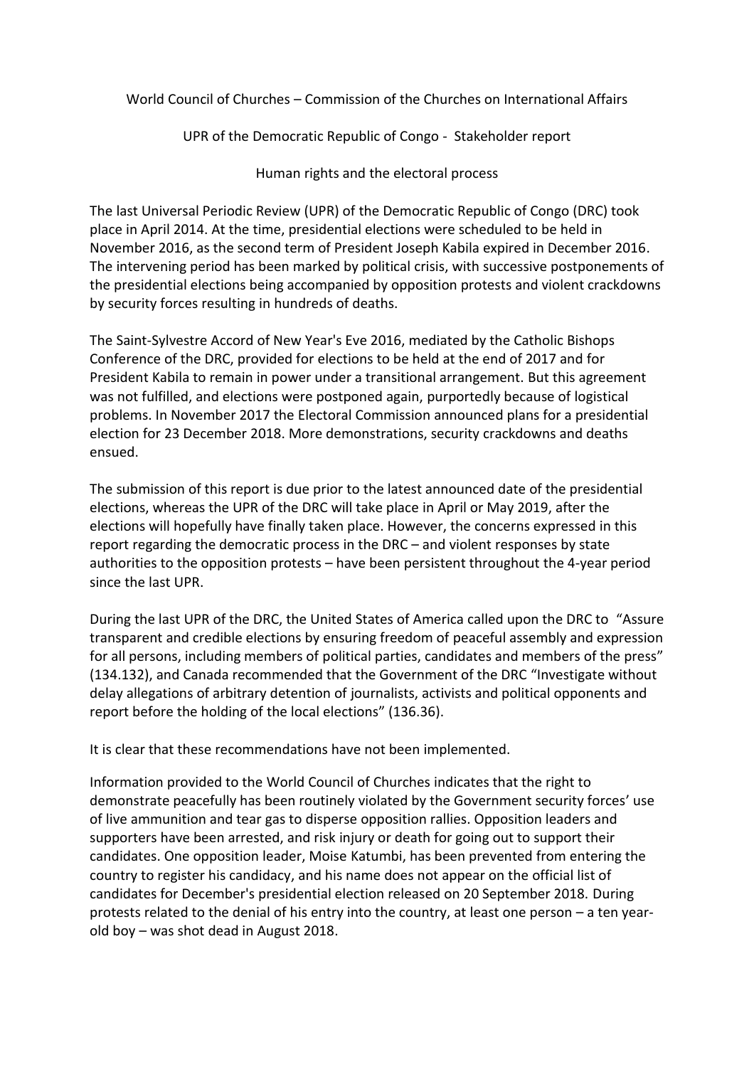World Council of Churches – Commission of the Churches on International Affairs

UPR of the Democratic Republic of Congo - Stakeholder report

Human rights and the electoral process

The last Universal Periodic Review (UPR) of the Democratic Republic of Congo (DRC) took place in April 2014. At the time, presidential elections were scheduled to be held in November 2016, as the second term of President Joseph Kabila expired in December 2016. The intervening period has been marked by political crisis, with successive postponements of the presidential elections being accompanied by opposition protests and violent crackdowns by security forces resulting in hundreds of deaths.

The Saint-Sylvestre Accord of New Year's Eve 2016, mediated by the Catholic Bishops Conference of the DRC, provided for elections to be held at the end of 2017 and for President Kabila to remain in power under a transitional arrangement. But this agreement was not fulfilled, and elections were postponed again, purportedly because of logistical problems. In November 2017 the Electoral Commission announced plans for a presidential election for 23 December 2018. More demonstrations, security crackdowns and deaths ensued.

The submission of this report is due prior to the latest announced date of the presidential elections, whereas the UPR of the DRC will take place in April or May 2019, after the elections will hopefully have finally taken place. However, the concerns expressed in this report regarding the democratic process in the DRC – and violent responses by state authorities to the opposition protests – have been persistent throughout the 4-year period since the last UPR.

During the last UPR of the DRC, the United States of America called upon the DRC to "Assure transparent and credible elections by ensuring freedom of peaceful assembly and expression for all persons, including members of political parties, candidates and members of the press" (134.132), and Canada recommended that the Government of the DRC "Investigate without delay allegations of arbitrary detention of journalists, activists and political opponents and report before the holding of the local elections" (136.36).

It is clear that these recommendations have not been implemented.

Information provided to the World Council of Churches indicates that the right to demonstrate peacefully has been routinely violated by the Government security forces' use of live ammunition and tear gas to disperse opposition rallies. Opposition leaders and supporters have been arrested, and risk injury or death for going out to support their candidates. One opposition leader, Moise Katumbi, has been prevented from entering the country to register his candidacy, and his name does not appear on the official list of candidates for December's presidential election released on 20 September 2018. During protests related to the denial of his entry into the country, at least one person – a ten year-old boy – was shot dead in August 2018.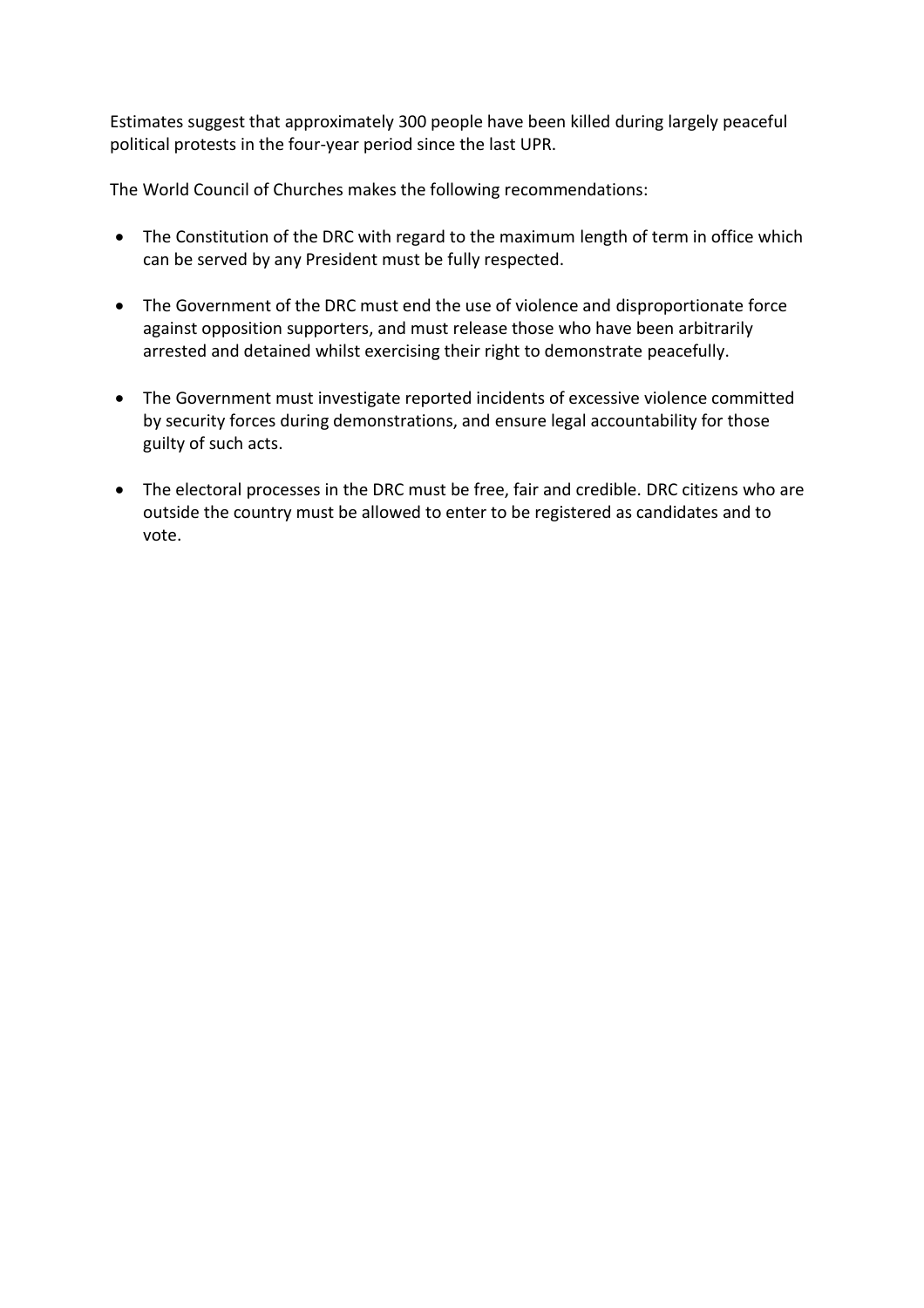Estimates suggest that approximately 300 people have been killed during largely peaceful political protests in the four-year period since the last UPR.

The World Council of Churches makes the following recommendations:

- The Constitution of the DRC with regard to the maximum length of term in office which can be served by any President must be fully respected.
- The Government of the DRC must end the use of violence and disproportionate force against opposition supporters, and must release those who have been arbitrarily arrested and detained whilst exercising their right to demonstrate peacefully.
- The Government must investigate reported incidents of excessive violence committed by security forces during demonstrations, and ensure legal accountability for those guilty of such acts.
- The electoral processes in the DRC must be free, fair and credible. DRC citizens who are outside the country must be allowed to enter to be registered as candidates and to vote.